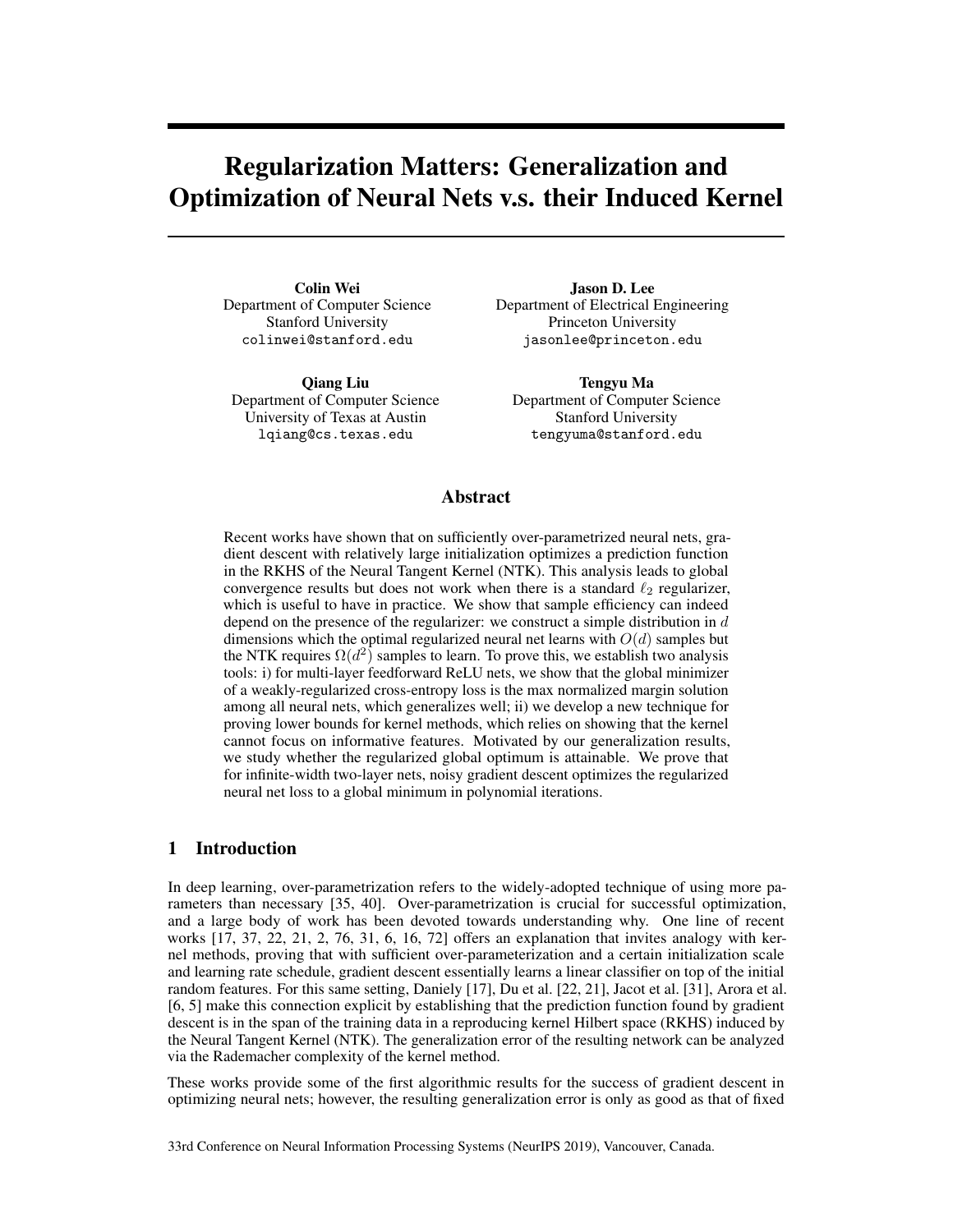# Regularization Matters: Generalization and Optimization of Neural Nets v.s. their Induced Kernel

**Colin Wei**
Department of Computer Science
Stanford University
colinwei@stanford.edu

**Jason D. Lee**
Department of Electrical Engineering
Princeton University
jasonlee@princeton.edu

**Qiang Liu**
Department of Computer Science
University of Texas at Austin
lqiang@cs.texas.edu

**Tengyu Ma**
Department of Computer Science
Stanford University
tengyuma@stanford.edu

## Abstract

Recent works have shown that on sufficiently over-parametrized neural nets, gradient descent with relatively large initialization optimizes a prediction function in the RKHS of the Neural Tangent Kernel (NTK). This analysis leads to global convergence results but does not work when there is a standard $\ell_2$ regularizer, which is useful to have in practice. We show that sample efficiency can indeed depend on the presence of the regularizer: we construct a simple distribution in $d$ dimensions which the optimal regularized neural net learns with $O(d)$ samples but the NTK requires $\Omega(d^2)$ samples to learn. To prove this, we establish two analysis tools: i) for multi-layer feedforward ReLU nets, we show that the global minimizer of a weakly-regularized cross-entropy loss is the max normalized margin solution among all neural nets, which generalizes well; ii) we develop a new technique for proving lower bounds for kernel methods, which relies on showing that the kernel cannot focus on informative features. Motivated by our generalization results, we study whether the regularized global optimum is attainable. We prove that for infinite-width two-layer nets, noisy gradient descent optimizes the regularized neural net loss to a global minimum in polynomial iterations.

## 1 Introduction

In deep learning, over-parametrization refers to the widely-adopted technique of using more parameters than necessary [35, 40]. Over-parametrization is crucial for successful optimization, and a large body of work has been devoted towards understanding why. One line of recent works [17, 37, 22, 21, 2, 76, 31, 6, 16, 72] offers an explanation that invites analogy with kernel methods, proving that with sufficient over-parameterization and a certain initialization scale and learning rate schedule, gradient descent essentially learns a linear classifier on top of the initial random features. For this same setting, Daniely [17], Du et al. [22, 21], Jacot et al. [31], Arora et al. [6, 5] make this connection explicit by establishing that the prediction function found by gradient descent is in the span of the training data in a reproducing kernel Hilbert space (RKHS) induced by the Neural Tangent Kernel (NTK). The generalization error of the resulting network can be analyzed via the Rademacher complexity of the kernel method.

These works provide some of the first algorithmic results for the success of gradient descent in optimizing neural nets; however, the resulting generalization error is only as good as that of fixed

33rd Conference on Neural Information Processing Systems (NeurIPS 2019), Vancouver, Canada.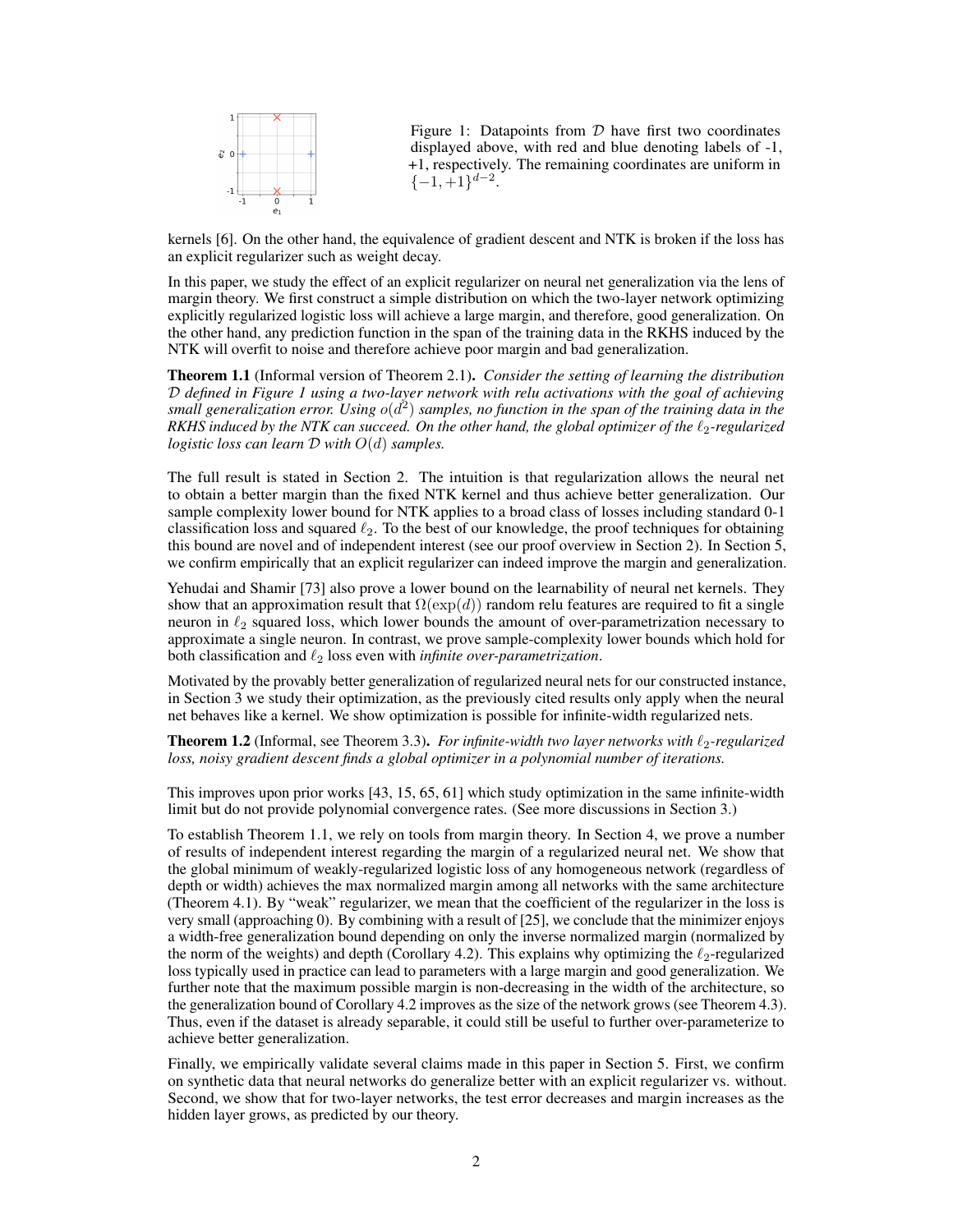Figure 1: Datapoints from $\mathcal{D}$ have first two coordinates displayed above, with red and blue denoting labels of -1, +1, respectively. The remaining coordinates are uniform in $\{-1, +1\}^{d-2}$.

kernels [6]. On the other hand, the equivalence of gradient descent and NTK is broken if the loss has an explicit regularizer such as weight decay.

In this paper, we study the effect of an explicit regularizer on neural net generalization via the lens of margin theory. We first construct a simple distribution on which the two-layer network optimizing explicitly regularized logistic loss will achieve a large margin, and therefore, good generalization. On the other hand, any prediction function in the span of the training data in the RKHS induced by the NTK will overfit to noise and therefore achieve poor margin and bad generalization.

**Theorem 1.1** (Informal version of Theorem 2.1)**.** *Consider the setting of learning the distribution $\mathcal{D}$ defined in Figure 1 using a two-layer network with relu activations with the goal of achieving small generalization error. Using $o(d^2)$ samples, no function in the span of the training data in the RKHS induced by the NTK can succeed. On the other hand, the global optimizer of the $\ell_2$-regularized logistic loss can learn $\mathcal{D}$ with $O(d)$ samples.*

The full result is stated in Section 2. The intuition is that regularization allows the neural net to obtain a better margin than the fixed NTK kernel and thus achieve better generalization. Our sample complexity lower bound for NTK applies to a broad class of losses including standard 0-1 classification loss and squared $\ell_2$. To the best of our knowledge, the proof techniques for obtaining this bound are novel and of independent interest (see our proof overview in Section 2). In Section 5, we confirm empirically that an explicit regularizer can indeed improve the margin and generalization.

Yehudai and Shamir [73] also prove a lower bound on the learnability of neural net kernels. They show that an approximation result that $\Omega(\exp(d))$ random relu features are required to fit a single neuron in $\ell_2$ squared loss, which lower bounds the amount of over-parametrization necessary to approximate a single neuron. In contrast, we prove sample-complexity lower bounds which hold for both classification and $\ell_2$ loss even with *infinite over-parametrization*.

Motivated by the provably better generalization of regularized neural nets for our constructed instance, in Section 3 we study their optimization, as the previously cited results only apply when the neural net behaves like a kernel. We show optimization is possible for infinite-width regularized nets.

**Theorem 1.2** (Informal, see Theorem 3.3)**.** *For infinite-width two layer networks with $\ell_2$-regularized loss, noisy gradient descent finds a global optimizer in a polynomial number of iterations.*

This improves upon prior works [43, 15, 65, 61] which study optimization in the same infinite-width limit but do not provide polynomial convergence rates. (See more discussions in Section 3.)

To establish Theorem 1.1, we rely on tools from margin theory. In Section 4, we prove a number of results of independent interest regarding the margin of a regularized neural net. We show that the global minimum of weakly-regularized logistic loss of any homogeneous network (regardless of depth or width) achieves the max normalized margin among all networks with the same architecture (Theorem 4.1). By "weak" regularizer, we mean that the coefficient of the regularizer in the loss is very small (approaching 0). By combining with a result of [25], we conclude that the minimizer enjoys a width-free generalization bound depending on only the inverse normalized margin (normalized by the norm of the weights) and depth (Corollary 4.2). This explains why optimizing the $\ell_2$-regularized loss typically used in practice can lead to parameters with a large margin and good generalization. We further note that the maximum possible margin is non-decreasing in the width of the architecture, so the generalization bound of Corollary 4.2 improves as the size of the network grows (see Theorem 4.3). Thus, even if the dataset is already separable, it could still be useful to further over-parameterize to achieve better generalization.

Finally, we empirically validate several claims made in this paper in Section 5. First, we confirm on synthetic data that neural networks do generalize better with an explicit regularizer vs. without. Second, we show that for two-layer networks, the test error decreases and margin increases as the hidden layer grows, as predicted by our theory.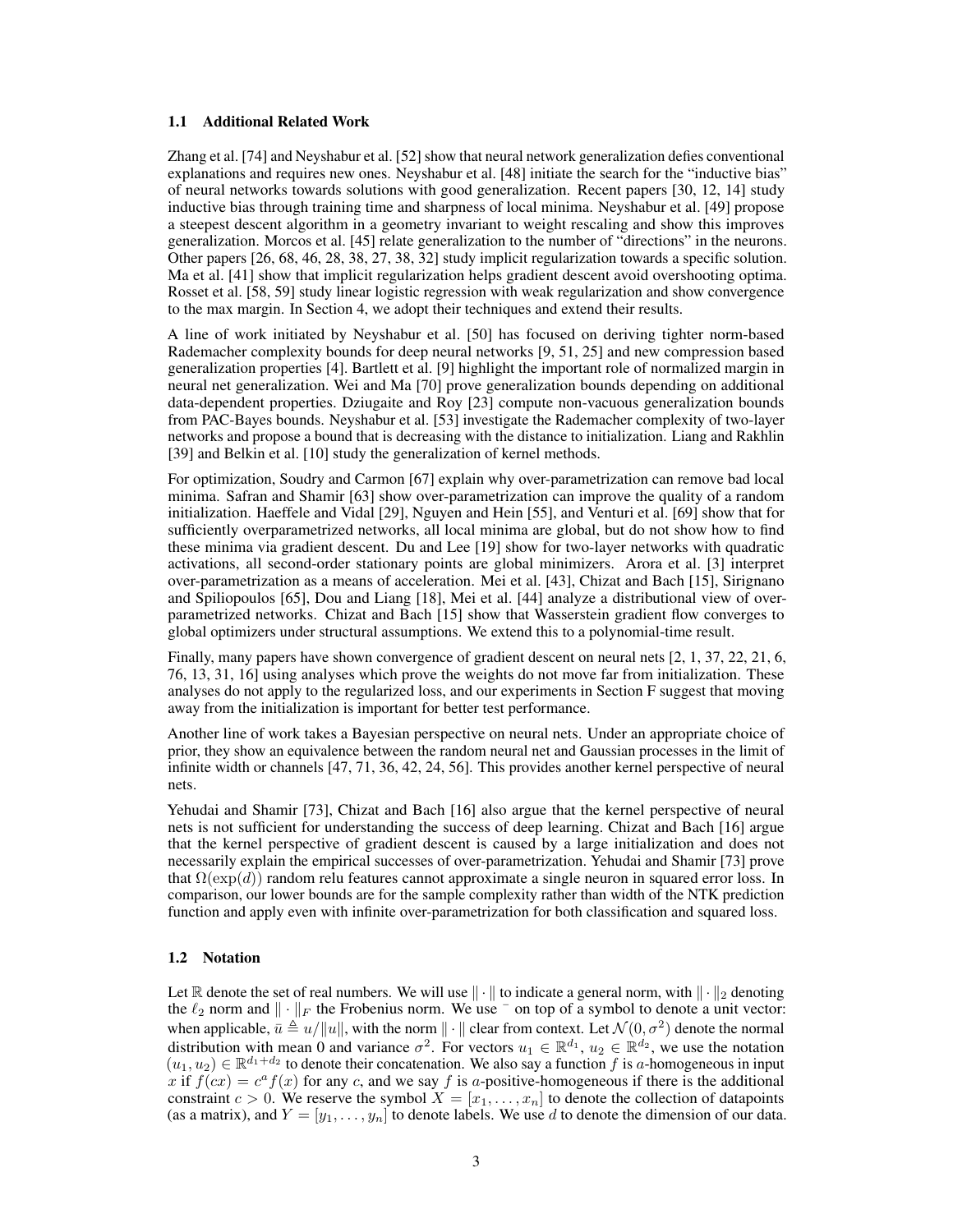### 1.1 Additional Related Work

Zhang et al. [74] and Neyshabur et al. [52] show that neural network generalization defies conventional explanations and requires new ones. Neyshabur et al. [48] initiate the search for the "inductive bias" of neural networks towards solutions with good generalization. Recent papers [30, 12, 14] study inductive bias through training time and sharpness of local minima. Neyshabur et al. [49] propose a steepest descent algorithm in a geometry invariant to weight rescaling and show this improves generalization. Morcos et al. [45] relate generalization to the number of "directions" in the neurons. Other papers [26, 68, 46, 28, 38, 27, 38, 32] study implicit regularization towards a specific solution. Ma et al. [41] show that implicit regularization helps gradient descent avoid overshooting optima. Rosset et al. [58, 59] study linear logistic regression with weak regularization and show convergence to the max margin. In Section 4, we adopt their techniques and extend their results.

A line of work initiated by Neyshabur et al. [50] has focused on deriving tighter norm-based Rademacher complexity bounds for deep neural networks [9, 51, 25] and new compression based generalization properties [4]. Bartlett et al. [9] highlight the important role of normalized margin in neural net generalization. Wei and Ma [70] prove generalization bounds depending on additional data-dependent properties. Dziugaite and Roy [23] compute non-vacuous generalization bounds from PAC-Bayes bounds. Neyshabur et al. [53] investigate the Rademacher complexity of two-layer networks and propose a bound that is decreasing with the distance to initialization. Liang and Rakhlin [39] and Belkin et al. [10] study the generalization of kernel methods.

For optimization, Soudry and Carmon [67] explain why over-parametrization can remove bad local minima. Safran and Shamir [63] show over-parametrization can improve the quality of a random initialization. Haeffele and Vidal [29], Nguyen and Hein [55], and Venturi et al. [69] show that for sufficiently overparametrized networks, all local minima are global, but do not show how to find these minima via gradient descent. Du and Lee [19] show for two-layer networks with quadratic activations, all second-order stationary points are global minimizers. Arora et al. [3] interpret over-parametrization as a means of acceleration. Mei et al. [43], Chizat and Bach [15], Sirignano and Spiliopoulos [65], Dou and Liang [18], Mei et al. [44] analyze a distributional view of over-parametrized networks. Chizat and Bach [15] show that Wasserstein gradient flow converges to global optimizers under structural assumptions. We extend this to a polynomial-time result.

Finally, many papers have shown convergence of gradient descent on neural nets [2, 1, 37, 22, 21, 6, 76, 13, 31, 16] using analyses which prove the weights do not move far from initialization. These analyses do not apply to the regularized loss, and our experiments in Section F suggest that moving away from the initialization is important for better test performance.

Another line of work takes a Bayesian perspective on neural nets. Under an appropriate choice of prior, they show an equivalence between the random neural net and Gaussian processes in the limit of infinite width or channels [47, 71, 36, 42, 24, 56]. This provides another kernel perspective of neural nets.

Yehudai and Shamir [73], Chizat and Bach [16] also argue that the kernel perspective of neural nets is not sufficient for understanding the success of deep learning. Chizat and Bach [16] argue that the kernel perspective of gradient descent is caused by a large initialization and does not necessarily explain the empirical successes of over-parametrization. Yehudai and Shamir [73] prove that $\Omega(\exp(d))$ random relu features cannot approximate a single neuron in squared error loss. In comparison, our lower bounds are for the sample complexity rather than width of the NTK prediction function and apply even with infinite over-parametrization for both classification and squared loss.

### 1.2 Notation

Let $\mathbb{R}$ denote the set of real numbers. We will use $\|\cdot\|$ to indicate a general norm, with $\|\cdot\|_2$ denoting the $\ell_2$ norm and $\|\cdot\|_F$ the Frobenius norm. We use $\bar{\ }$ on top of a symbol to denote a unit vector: when applicable, $\bar{u} \triangleq u/\|u\|$, with the norm $\|\cdot\|$ clear from context. Let $\mathcal{N}(0, \sigma^2)$ denote the normal distribution with mean 0 and variance $\sigma^2$. For vectors $u_1 \in \mathbb{R}^{d_1}$, $u_2 \in \mathbb{R}^{d_2}$, we use the notation $(u_1, u_2) \in \mathbb{R}^{d_1+d_2}$ to denote their concatenation. We also say a function $f$ is $a$-homogeneous in input $x$ if $f(cx) = c^a f(x)$ for any $c$, and we say $f$ is $a$-positive-homogeneous if there is the additional constraint $c > 0$. We reserve the symbol $X = [x_1, \ldots, x_n]$ to denote the collection of datapoints (as a matrix), and $Y = [y_1, \ldots, y_n]$ to denote labels. We use $d$ to denote the dimension of our data.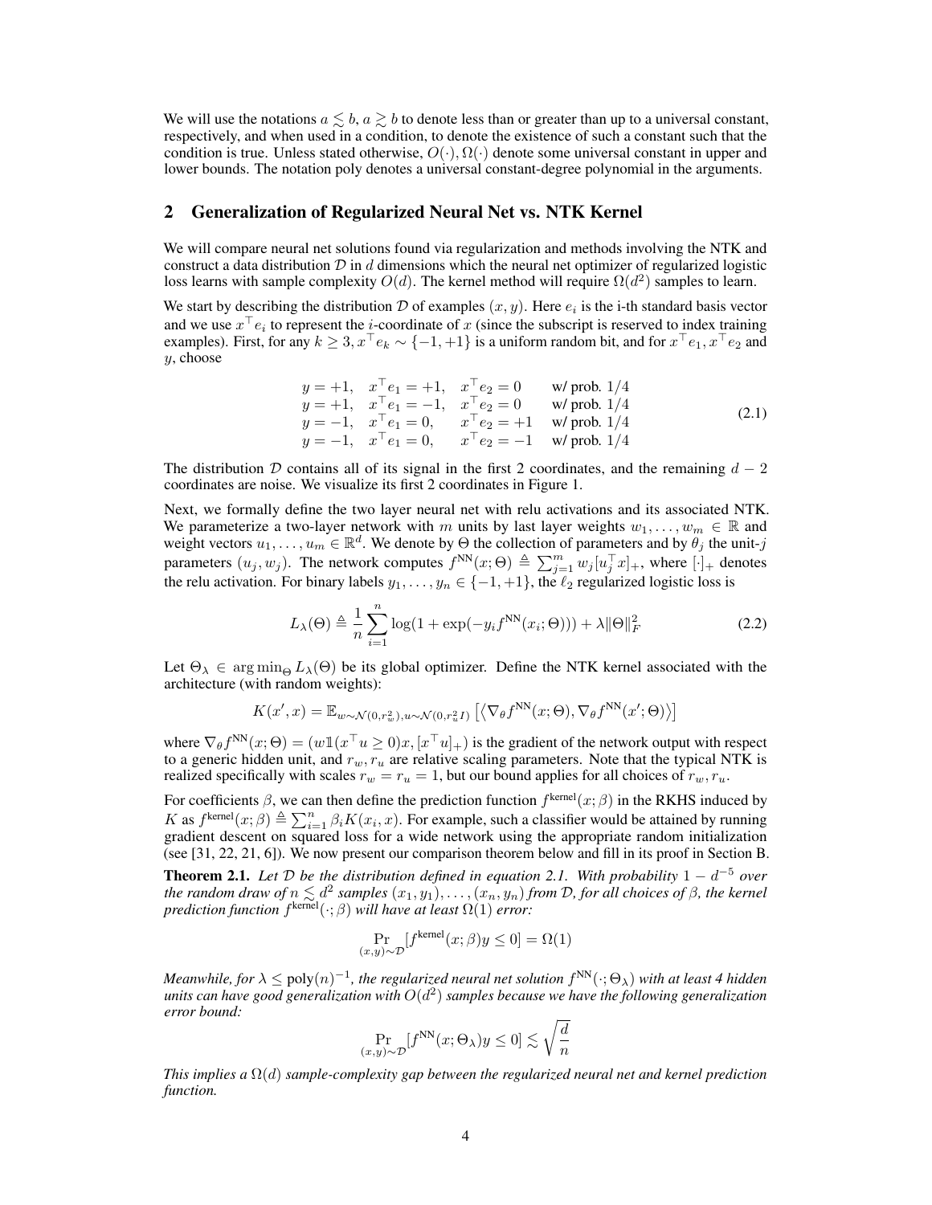We will use the notations $a \lesssim b$, $a \gtrsim b$ to denote less than or greater than up to a universal constant, respectively, and when used in a condition, to denote the existence of such a constant such that the condition is true. Unless stated otherwise, $O(\cdot), \Omega(\cdot)$ denote some universal constant in upper and lower bounds. The notation poly denotes a universal constant-degree polynomial in the arguments.

## 2 Generalization of Regularized Neural Net vs. NTK Kernel

We will compare neural net solutions found via regularization and methods involving the NTK and construct a data distribution $\mathcal{D}$ in $d$ dimensions which the neural net optimizer of regularized logistic loss learns with sample complexity $O(d)$. The kernel method will require $\Omega(d^2)$ samples to learn.

We start by describing the distribution $\mathcal{D}$ of examples $(x, y)$. Here $e_i$ is the i-th standard basis vector and we use $x^\top e_i$ to represent the $i$-coordinate of $x$ (since the subscript is reserved to index training examples). First, for any $k \geq 3$, $x^\top e_k \sim \{-1, +1\}$ is a uniform random bit, and for $x^\top e_1, x^\top e_2$ and $y$, choose

$$
\begin{array}{llll}
y = +1, & x^\top e_1 = +1, & x^\top e_2 = 0 & \text{w/ prob. } 1/4 \\
y = +1, & x^\top e_1 = -1, & x^\top e_2 = 0 & \text{w/ prob. } 1/4 \\
y = -1, & x^\top e_1 = 0, & x^\top e_2 = +1 & \text{w/ prob. } 1/4 \\
y = -1, & x^\top e_1 = 0, & x^\top e_2 = -1 & \text{w/ prob. } 1/4
\end{array}
\tag{2.1}
$$

The distribution $\mathcal{D}$ contains all of its signal in the first 2 coordinates, and the remaining $d-2$ coordinates are noise. We visualize its first 2 coordinates in Figure 1.

Next, we formally define the two layer neural net with relu activations and its associated NTK. We parameterize a two-layer network with $m$ units by last layer weights $w_1, \ldots, w_m \in \mathbb{R}$ and weight vectors $u_1, \ldots, u_m \in \mathbb{R}^d$. We denote by $\Theta$ the collection of parameters and by $\theta_j$ the unit-$j$ parameters $(u_j, w_j)$. The network computes $f^{\text{NN}}(x; \Theta) \triangleq \sum_{j=1}^m w_j [u_j^\top x]_+$, where $[\cdot]_+$ denotes the relu activation. For binary labels $y_1, \ldots, y_n \in \{-1, +1\}$, the $\ell_2$ regularized logistic loss is

$$
L_\lambda(\Theta) \triangleq \frac{1}{n} \sum_{i=1}^n \log(1 + \exp(-y_i f^{\text{NN}}(x_i; \Theta))) + \lambda \|\Theta\|_F^2 \tag{2.2}
$$

Let $\Theta_\lambda \in \arg\min_\Theta L_\lambda(\Theta)$ be its global optimizer. Define the NTK kernel associated with the architecture (with random weights):

$$
K(x', x) = \mathbb{E}_{w \sim \mathcal{N}(0, r_w^2), u \sim \mathcal{N}(0, r_u^2 I)} \left[ \langle \nabla_\theta f^{\text{NN}}(x; \Theta), \nabla_\theta f^{\text{NN}}(x'; \Theta) \rangle \right]
$$

where $\nabla_\theta f^{\text{NN}}(x; \Theta) = (w \mathbb{1}(x^\top u \geq 0) x, [x^\top u]_+)$ is the gradient of the network output with respect to a generic hidden unit, and $r_w, r_u$ are relative scaling parameters. Note that the typical NTK is realized specifically with scales $r_w = r_u = 1$, but our bound applies for all choices of $r_w, r_u$.

For coefficients $\beta$, we can then define the prediction function $f^{\text{kernel}}(x; \beta)$ in the RKHS induced by $K$ as $f^{\text{kernel}}(x; \beta) \triangleq \sum_{i=1}^n \beta_i K(x_i, x)$. For example, such a classifier would be attained by running gradient descent on squared loss for a wide network using the appropriate random initialization (see [31, 22, 21, 6]). We now present our comparison theorem below and fill in its proof in Section B.

**Theorem 2.1.** *Let $\mathcal{D}$ be the distribution defined in equation 2.1. With probability $1 - d^{-5}$ over the random draw of $n \lesssim d^2$ samples $(x_1, y_1), \ldots, (x_n, y_n)$ from $\mathcal{D}$, for all choices of $\beta$, the kernel prediction function $f^{\text{kernel}}(\cdot; \beta)$ will have at least $\Omega(1)$ error:*

$$
\Pr_{(x,y) \sim \mathcal{D}} [f^{\text{kernel}}(x; \beta) y \leq 0] = \Omega(1)
$$

*Meanwhile, for $\lambda \leq \text{poly}(n)^{-1}$, the regularized neural net solution $f^{\text{NN}}(\cdot; \Theta_\lambda)$ with at least 4 hidden units can have good generalization with $O(d^2)$ samples because we have the following generalization error bound:*

$$
\Pr_{(x,y) \sim \mathcal{D}} [f^{\text{NN}}(x; \Theta_\lambda) y \leq 0] \lesssim \sqrt{\frac{d}{n}}
$$

*This implies a $\Omega(d)$ sample-complexity gap between the regularized neural net and kernel prediction function.*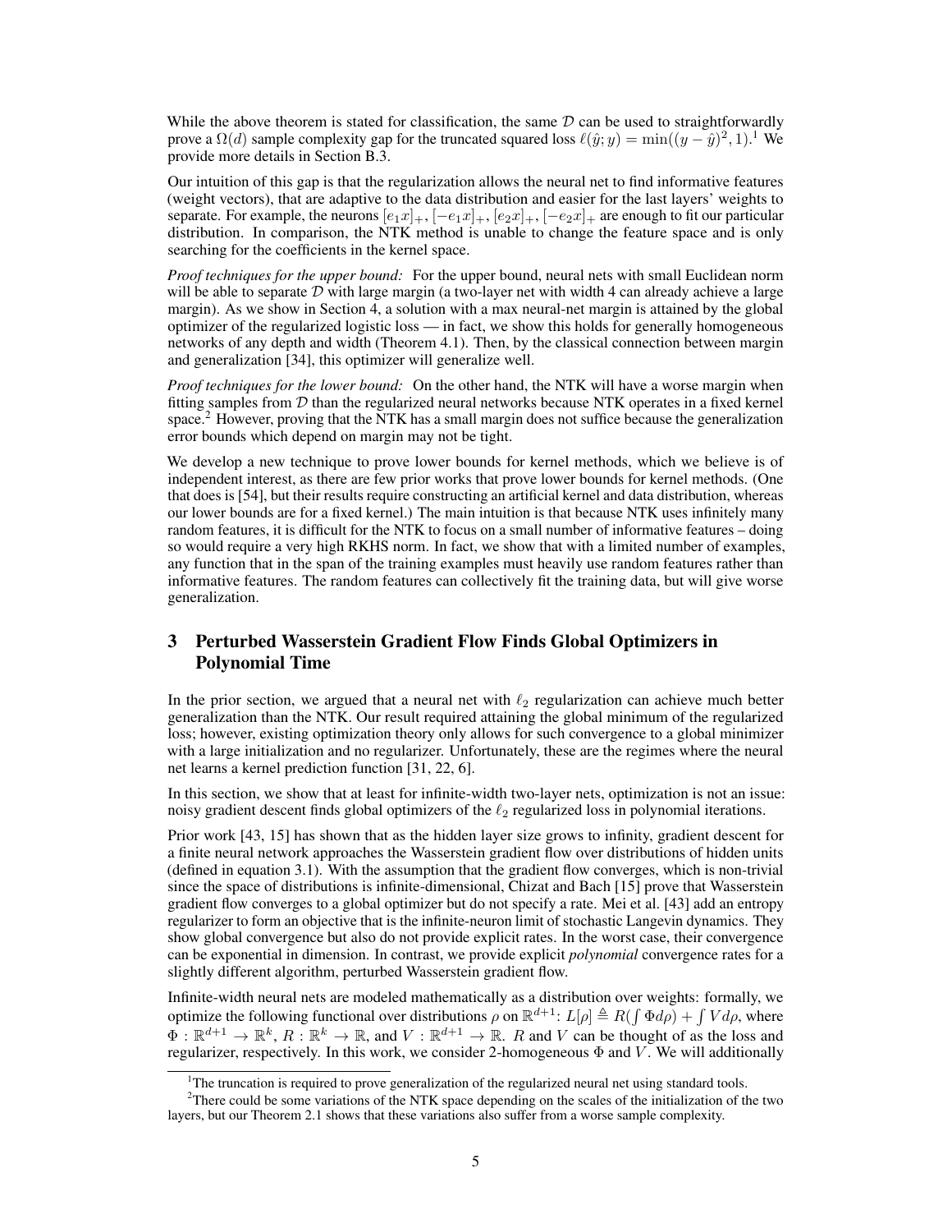While the above theorem is stated for classification, the same $\mathcal{D}$ can be used to straightforwardly prove a $\Omega(d)$ sample complexity gap for the truncated squared loss $\ell(\hat{y}; y) = \min((y - \hat{y})^2, 1)$.[1] We provide more details in Section B.3.

Our intuition of this gap is that the regularization allows the neural net to find informative features (weight vectors), that are adaptive to the data distribution and easier for the last layers' weights to separate. For example, the neurons $[e_1 x]_+, [-e_1 x]_+, [e_2 x]_+, [-e_2 x]_+$ are enough to fit our particular distribution. In comparison, the NTK method is unable to change the feature space and is only searching for the coefficients in the kernel space.

*Proof techniques for the upper bound:* For the upper bound, neural nets with small Euclidean norm will be able to separate $\mathcal{D}$ with large margin (a two-layer net with width 4 can already achieve a large margin). As we show in Section 4, a solution with a max neural-net margin is attained by the global optimizer of the regularized logistic loss — in fact, we show this holds for generally homogeneous networks of any depth and width (Theorem 4.1). Then, by the classical connection between margin and generalization [34], this optimizer will generalize well.

*Proof techniques for the lower bound:* On the other hand, the NTK will have a worse margin when fitting samples from $\mathcal{D}$ than the regularized neural networks because NTK operates in a fixed kernel space.[2] However, proving that the NTK has a small margin does not suffice because the generalization error bounds which depend on margin may not be tight.

We develop a new technique to prove lower bounds for kernel methods, which we believe is of independent interest, as there are few prior works that prove lower bounds for kernel methods. (One that does is [54], but their results require constructing an artificial kernel and data distribution, whereas our lower bounds are for a fixed kernel.) The main intuition is that because NTK uses infinitely many random features, it is difficult for the NTK to focus on a small number of informative features – doing so would require a very high RKHS norm. In fact, we show that with a limited number of examples, any function that in the span of the training examples must heavily use random features rather than informative features. The random features can collectively fit the training data, but will give worse generalization.

## 3 Perturbed Wasserstein Gradient Flow Finds Global Optimizers in Polynomial Time

In the prior section, we argued that a neural net with $\ell_2$ regularization can achieve much better generalization than the NTK. Our result required attaining the global minimum of the regularized loss; however, existing optimization theory only allows for such convergence to a global minimizer with a large initialization and no regularizer. Unfortunately, these are the regimes where the neural net learns a kernel prediction function [31, 22, 6].

In this section, we show that at least for infinite-width two-layer nets, optimization is not an issue: noisy gradient descent finds global optimizers of the $\ell_2$ regularized loss in polynomial iterations.

Prior work [43, 15] has shown that as the hidden layer size grows to infinity, gradient descent for a finite neural network approaches the Wasserstein gradient flow over distributions of hidden units (defined in equation 3.1). With the assumption that the gradient flow converges, which is non-trivial since the space of distributions is infinite-dimensional, Chizat and Bach [15] prove that Wasserstein gradient flow converges to a global optimizer but do not specify a rate. Mei et al. [43] add an entropy regularizer to form an objective that is the infinite-neuron limit of stochastic Langevin dynamics. They show global convergence but also do not provide explicit rates. In the worst case, their convergence can be exponential in dimension. In contrast, we provide explicit *polynomial* convergence rates for a slightly different algorithm, perturbed Wasserstein gradient flow.

Infinite-width neural nets are modeled mathematically as a distribution over weights: formally, we optimize the following functional over distributions $\rho$ on $\mathbb{R}^{d+1}$: $L[\rho] \triangleq R(\int \Phi d\rho) + \int V d\rho$, where $\Phi : \mathbb{R}^{d+1} \to \mathbb{R}^k$, $R : \mathbb{R}^k \to \mathbb{R}$, and $V : \mathbb{R}^{d+1} \to \mathbb{R}$. $R$ and $V$ can be thought of as the loss and regularizer, respectively. In this work, we consider 2-homogeneous $\Phi$ and $V$. We will additionally

[1] The truncation is required to prove generalization of the regularized neural net using standard tools.

[2] There could be some variations of the NTK space depending on the scales of the initialization of the two layers, but our Theorem 2.1 shows that these variations also suffer from a worse sample complexity.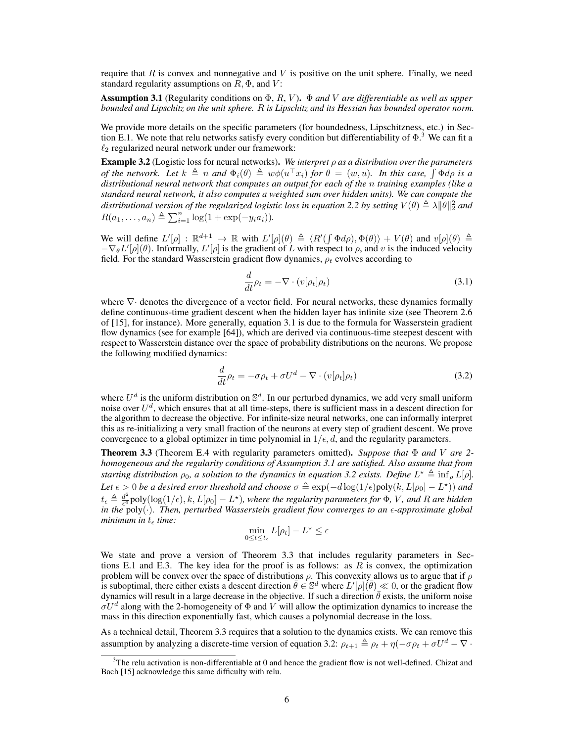require that $R$ is convex and nonnegative and $V$ is positive on the unit sphere. Finally, we need standard regularity assumptions on $R, \Phi$, and $V$:

**Assumption 3.1** (Regularity conditions on $\Phi$, $R$, $V$). *$\Phi$ and $V$ are differentiable as well as upper bounded and Lipschitz on the unit sphere. $R$ is Lipschitz and its Hessian has bounded operator norm.*

We provide more details on the specific parameters (for boundedness, Lipschitzness, etc.) in Section E.1. We note that relu networks satisfy every condition but differentiability of $\Phi$.[3] We can fit a $\ell_2$ regularized neural network under our framework:

**Example 3.2** (Logistic loss for neural networks). *We interpret $\rho$ as a distribution over the parameters of the network. Let $k \triangleq n$ and $\Phi_i(\theta) \triangleq w\phi(u^\top x_i)$ for $\theta = (w, u)$. In this case, $\int \Phi d\rho$ is a distributional neural network that computes an output for each of the $n$ training examples (like a standard neural network, it also computes a weighted sum over hidden units). We can compute the distributional version of the regularized logistic loss in equation 2.2 by setting $V(\theta) \triangleq \lambda \|\theta\|_2^2$ and $R(a_1, \ldots, a_n) \triangleq \sum_{i=1}^n \log(1 + \exp(-y_i a_i))$.*

We will define $L'[\rho] : \mathbb{R}^{d+1} \to \mathbb{R}$ with $L'[\rho](\theta) \triangleq \langle R'(\int \Phi d\rho), \Phi(\theta)\rangle + V(\theta)$ and $v[\rho](\theta) \triangleq -\nabla_\theta L'[\rho](\theta)$. Informally, $L'[\rho]$ is the gradient of $L$ with respect to $\rho$, and $v$ is the induced velocity field. For the standard Wasserstein gradient flow dynamics, $\rho_t$ evolves according to

$$\frac{d}{dt}\rho_t = -\nabla \cdot (v[\rho_t]\rho_t) \tag{3.1}$$

where $\nabla\cdot$ denotes the divergence of a vector field. For neural networks, these dynamics formally define continuous-time gradient descent when the hidden layer has infinite size (see Theorem 2.6 of [15], for instance). More generally, equation 3.1 is due to the formula for Wasserstein gradient flow dynamics (see for example [64]), which are derived via continuous-time steepest descent with respect to Wasserstein distance over the space of probability distributions on the neurons. We propose the following modified dynamics:

$$\frac{d}{dt}\rho_t = -\sigma\rho_t + \sigma U^d - \nabla \cdot (v[\rho_t]\rho_t) \tag{3.2}$$

where $U^d$ is the uniform distribution on $\mathbb{S}^d$. In our perturbed dynamics, we add very small uniform noise over $U^d$, which ensures that at all time-steps, there is sufficient mass in a descent direction for the algorithm to decrease the objective. For infinite-size neural networks, one can informally interpret this as re-initializing a very small fraction of the neurons at every step of gradient descent. We prove convergence to a global optimizer in time polynomial in $1/\epsilon$, $d$, and the regularity parameters.

**Theorem 3.3** (Theorem E.4 with regularity parameters omitted). *Suppose that $\Phi$ and $V$ are 2-homogeneous and the regularity conditions of Assumption 3.1 are satisfied. Also assume that from starting distribution $\rho_0$, a solution to the dynamics in equation 3.2 exists. Define $L^\star \triangleq \inf_\rho L[\rho]$. Let $\epsilon > 0$ be a desired error threshold and choose $\sigma \triangleq \exp(-d\log(1/\epsilon)\text{poly}(k, L[\rho_0] - L^\star))$ and $t_\epsilon \triangleq \frac{d^2}{\epsilon^4}\text{poly}(\log(1/\epsilon), k, L[\rho_0] - L^\star)$, where the regularity parameters for $\Phi$, $V$, and $R$ are hidden in the $\text{poly}(\cdot)$. Then, perturbed Wasserstein gradient flow converges to an $\epsilon$-approximate global minimum in $t_\epsilon$ time:*

$$\min_{0 \le t \le t_\epsilon} L[\rho_t] - L^\star \le \epsilon$$

We state and prove a version of Theorem 3.3 that includes regularity parameters in Sections E.1 and E.3. The key idea for the proof is as follows: as $R$ is convex, the optimization problem will be convex over the space of distributions $\rho$. This convexity allows us to argue that if $\rho$ is suboptimal, there either exists a descent direction $\bar{\theta} \in \mathbb{S}^d$ where $L'[\rho](\bar{\theta}) \ll 0$, or the gradient flow dynamics will result in a large decrease in the objective. If such a direction $\bar{\theta}$ exists, the uniform noise $\sigma U^d$ along with the 2-homogeneity of $\Phi$ and $V$ will allow the optimization dynamics to increase the mass in this direction exponentially fast, which causes a polynomial decrease in the loss.

As a technical detail, Theorem 3.3 requires that a solution to the dynamics exists. We can remove this assumption by analyzing a discrete-time version of equation 3.2: $\rho_{t+1} \triangleq \rho_t + \eta(-\sigma\rho_t + \sigma U^d - \nabla \cdot$

[3] The relu activation is non-differentiable at 0 and hence the gradient flow is not well-defined. Chizat and Bach [15] acknowledge this same difficulty with relu.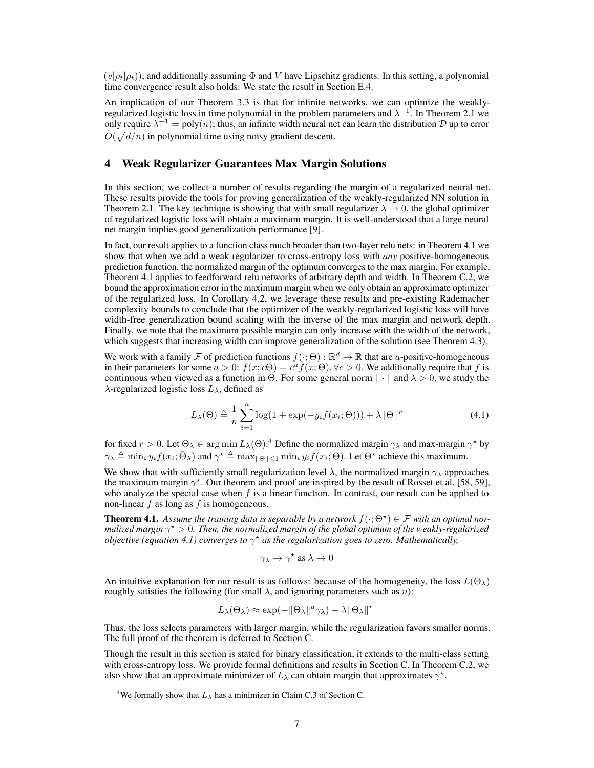$(v[\rho_t]\rho_t)$), and additionally assuming $\Phi$ and $V$ have Lipschitz gradients. In this setting, a polynomial time convergence result also holds. We state the result in Section E.4.

An implication of our Theorem 3.3 is that for infinite networks, we can optimize the weakly-regularized logistic loss in time polynomial in the problem parameters and $\lambda^{-1}$. In Theorem 2.1 we only require $\lambda^{-1} = \text{poly}(n)$; thus, an infinite width neural net can learn the distribution $\mathcal{D}$ up to error $\tilde{O}(\sqrt{d/n})$ in polynomial time using noisy gradient descent.

## 4 Weak Regularizer Guarantees Max Margin Solutions

In this section, we collect a number of results regarding the margin of a regularized neural net. These results provide the tools for proving generalization of the weakly-regularized NN solution in Theorem 2.1. The key technique is showing that with small regularizer $\lambda \to 0$, the global optimizer of regularized logistic loss will obtain a maximum margin. It is well-understood that a large neural net margin implies good generalization performance [9].

In fact, our result applies to a function class much broader than two-layer relu nets: in Theorem 4.1 we show that when we add a weak regularizer to cross-entropy loss with *any* positive-homogeneous prediction function, the normalized margin of the optimum converges to the max margin. For example, Theorem 4.1 applies to feedforward relu networks of arbitrary depth and width. In Theorem C.2, we bound the approximation error in the maximum margin when we only obtain an approximate optimizer of the regularized loss. In Corollary 4.2, we leverage these results and pre-existing Rademacher complexity bounds to conclude that the optimizer of the weakly-regularized logistic loss will have width-free generalization bound scaling with the inverse of the max margin and network depth. Finally, we note that the maximum possible margin can only increase with the width of the network, which suggests that increasing width can improve generalization of the solution (see Theorem 4.3).

We work with a family $\mathcal{F}$ of prediction functions $f(\cdot;\Theta) : \mathbb{R}^d \to \mathbb{R}$ that are $a$-positive-homogeneous in their parameters for some $a > 0$: $f(x; c\Theta) = c^a f(x;\Theta), \forall c > 0$. We additionally require that $f$ is continuous when viewed as a function in $\Theta$. For some general norm $\|\cdot\|$ and $\lambda > 0$, we study the $\lambda$-regularized logistic loss $L_\lambda$, defined as

$$L_\lambda(\Theta) \triangleq \frac{1}{n}\sum_{i=1}^{n} \log(1 + \exp(-y_i f(x_i;\Theta))) + \lambda \|\Theta\|^r \tag{4.1}$$

for fixed $r > 0$. Let $\Theta_\lambda \in \arg\min L_\lambda(\Theta)$.[4] Define the normalized margin $\gamma_\lambda$ and max-margin $\gamma^\star$ by $\gamma_\lambda \triangleq \min_i y_i f(x_i;\bar{\Theta}_\lambda)$ and $\gamma^\star \triangleq \max_{\|\Theta\|\le 1} \min_i y_i f(x_i;\Theta)$. Let $\Theta^\star$ achieve this maximum.

We show that with sufficiently small regularization level $\lambda$, the normalized margin $\gamma_\lambda$ approaches the maximum margin $\gamma^\star$. Our theorem and proof are inspired by the result of Rosset et al. [58, 59], who analyze the special case when $f$ is a linear function. In contrast, our result can be applied to non-linear $f$ as long as $f$ is homogeneous.

**Theorem 4.1.** *Assume the training data is separable by a network $f(\cdot;\Theta^\star) \in \mathcal{F}$ with an optimal normalized margin $\gamma^\star > 0$. Then, the normalized margin of the global optimum of the weakly-regularized objective (equation 4.1) converges to $\gamma^\star$ as the regularization goes to zero. Mathematically,*

$$\gamma_\lambda \to \gamma^\star \text{ as } \lambda \to 0$$

An intuitive explanation for our result is as follows: because of the homogeneity, the loss $L(\Theta_\lambda)$ roughly satisfies the following (for small $\lambda$, and ignoring parameters such as $n$):

$$L_\lambda(\Theta_\lambda) \approx \exp(-\|\Theta_\lambda\|^a \gamma_\lambda) + \lambda \|\Theta_\lambda\|^r$$

Thus, the loss selects parameters with larger margin, while the regularization favors smaller norms. The full proof of the theorem is deferred to Section C.

Though the result in this section is stated for binary classification, it extends to the multi-class setting with cross-entropy loss. We provide formal definitions and results in Section C. In Theorem C.2, we also show that an approximate minimizer of $L_\lambda$ can obtain margin that approximates $\gamma^\star$.

[4] We formally show that $L_\lambda$ has a minimizer in Claim C.3 of Section C.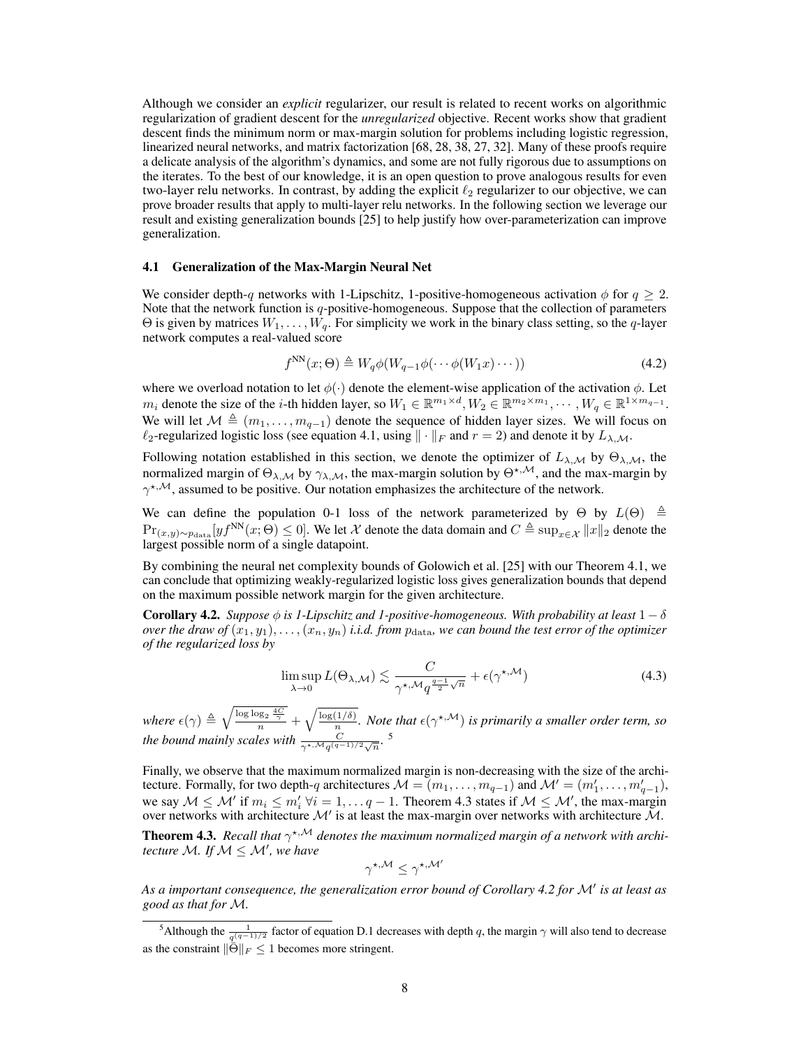Although we consider an *explicit* regularizer, our result is related to recent works on algorithmic regularization of gradient descent for the *unregularized* objective. Recent works show that gradient descent finds the minimum norm or max-margin solution for problems including logistic regression, linearized neural networks, and matrix factorization [68, 28, 38, 27, 32]. Many of these proofs require a delicate analysis of the algorithm's dynamics, and some are not fully rigorous due to assumptions on the iterates. To the best of our knowledge, it is an open question to prove analogous results for even two-layer relu networks. In contrast, by adding the explicit $\ell_2$ regularizer to our objective, we can prove broader results that apply to multi-layer relu networks. In the following section we leverage our result and existing generalization bounds [25] to help justify how over-parameterization can improve generalization.

### 4.1 Generalization of the Max-Margin Neural Net

We consider depth-$q$ networks with 1-Lipschitz, 1-positive-homogeneous activation $\phi$ for $q \geq 2$. Note that the network function is $q$-positive-homogeneous. Suppose that the collection of parameters $\Theta$ is given by matrices $W_1, \dots, W_q$. For simplicity we work in the binary class setting, so the $q$-layer network computes a real-valued score

$$f^{\text{NN}}(x; \Theta) \triangleq W_q \phi(W_{q-1}\phi(\cdots \phi(W_1 x)\cdots)) \tag{4.2}$$

where we overload notation to let $\phi(\cdot)$ denote the element-wise application of the activation $\phi$. Let $m_i$ denote the size of the $i$-th hidden layer, so $W_1 \in \mathbb{R}^{m_1 \times d}, W_2 \in \mathbb{R}^{m_2 \times m_1}, \cdots, W_q \in \mathbb{R}^{1 \times m_{q-1}}$. We will let $\mathcal{M} \triangleq (m_1, \dots, m_{q-1})$ denote the sequence of hidden layer sizes. We will focus on $\ell_2$-regularized logistic loss (see equation 4.1, using $\|\cdot\|_F$ and $r = 2$) and denote it by $L_{\lambda,\mathcal{M}}$.

Following notation established in this section, we denote the optimizer of $L_{\lambda,\mathcal{M}}$ by $\Theta_{\lambda,\mathcal{M}}$, the normalized margin of $\Theta_{\lambda,\mathcal{M}}$ by $\gamma_{\lambda,\mathcal{M}}$, the max-margin solution by $\Theta^{\star,\mathcal{M}}$, and the max-margin by $\gamma^{\star,\mathcal{M}}$, assumed to be positive. Our notation emphasizes the architecture of the network.

We can define the population 0-1 loss of the network parameterized by $\Theta$ by $L(\Theta) \triangleq \Pr_{(x,y)\sim p_{\text{data}}}[y f^{\text{NN}}(x;\Theta) \leq 0]$. We let $\mathcal{X}$ denote the data domain and $C \triangleq \sup_{x\in\mathcal{X}} \|x\|_2$ denote the largest possible norm of a single datapoint.

By combining the neural net complexity bounds of Golowich et al. [25] with our Theorem 4.1, we can conclude that optimizing weakly-regularized logistic loss gives generalization bounds that depend on the maximum possible network margin for the given architecture.

**Corollary 4.2.** *Suppose $\phi$ is 1-Lipschitz and 1-positive-homogeneous. With probability at least $1-\delta$ over the draw of $(x_1, y_1), \dots, (x_n, y_n)$ i.i.d. from $p_{\text{data}}$, we can bound the test error of the optimizer of the regularized loss by*

$$\limsup_{\lambda\to 0} L(\Theta_{\lambda,\mathcal{M}}) \lesssim \frac{C}{\gamma^{\star,\mathcal{M}} q^{\frac{q-1}{2}}\sqrt{n}} + \epsilon(\gamma^{\star,\mathcal{M}}) \tag{4.3}$$

*where $\epsilon(\gamma) \triangleq \sqrt{\frac{\log\log_2 \frac{4C}{\gamma}}{n}} + \sqrt{\frac{\log(1/\delta)}{n}}$. Note that $\epsilon(\gamma^{\star,\mathcal{M}})$ is primarily a smaller order term, so the bound mainly scales with $\frac{C}{\gamma^{\star,\mathcal{M}} q^{(q-1)/2}\sqrt{n}}$.* [5]

Finally, we observe that the maximum normalized margin is non-decreasing with the size of the architecture. Formally, for two depth-$q$ architectures $\mathcal{M} = (m_1, \dots, m_{q-1})$ and $\mathcal{M}' = (m_1', \dots, m_{q-1}')$, we say $\mathcal{M} \leq \mathcal{M}'$ if $m_i \leq m_i'$ $\forall i = 1, \dots q-1$. Theorem 4.3 states if $\mathcal{M} \leq \mathcal{M}'$, the max-margin over networks with architecture $\mathcal{M}'$ is at least the max-margin over networks with architecture $\mathcal{M}$.

**Theorem 4.3.** *Recall that $\gamma^{\star,\mathcal{M}}$ denotes the maximum normalized margin of a network with architecture $\mathcal{M}$. If $\mathcal{M} \leq \mathcal{M}'$, we have*

$$\gamma^{\star,\mathcal{M}} \leq \gamma^{\star,\mathcal{M}'}$$

*As a important consequence, the generalization error bound of Corollary 4.2 for $\mathcal{M}'$ is at least as good as that for $\mathcal{M}$.*

[5] Although the $\frac{1}{q^{(q-1)/2}}$ factor of equation D.1 decreases with depth $q$, the margin $\gamma$ will also tend to decrease as the constraint $\|\bar{\Theta}\|_F \leq 1$ becomes more stringent.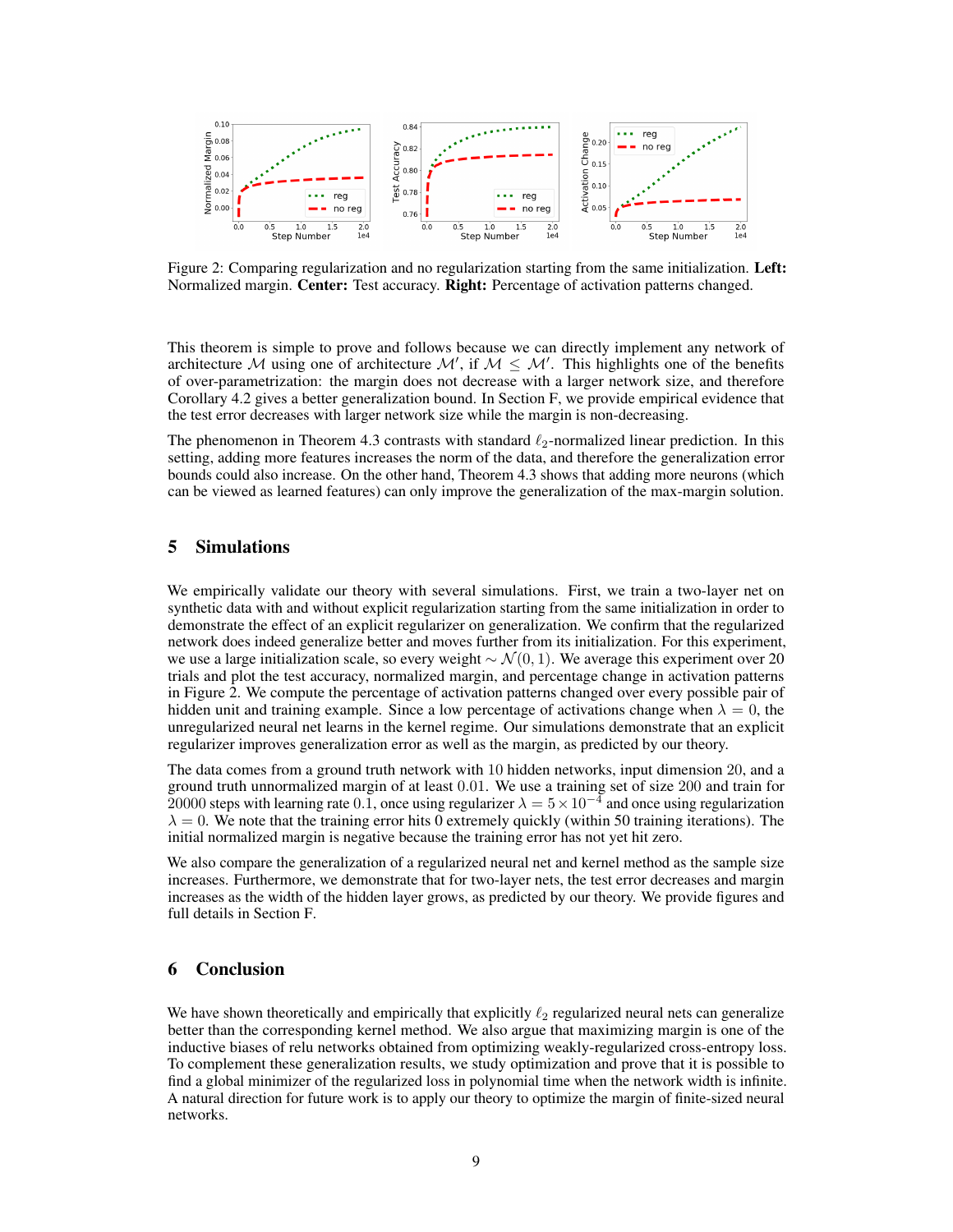Figure 2: Comparing regularization and no regularization starting from the same initialization. **Left:** Normalized margin. **Center:** Test accuracy. **Right:** Percentage of activation patterns changed.

This theorem is simple to prove and follows because we can directly implement any network of architecture $\mathcal{M}$ using one of architecture $\mathcal{M}'$, if $\mathcal{M} \leq \mathcal{M}'$. This highlights one of the benefits of over-parametrization: the margin does not decrease with a larger network size, and therefore Corollary 4.2 gives a better generalization bound. In Section F, we provide empirical evidence that the test error decreases with larger network size while the margin is non-decreasing.

The phenomenon in Theorem 4.3 contrasts with standard $\ell_2$-normalized linear prediction. In this setting, adding more features increases the norm of the data, and therefore the generalization error bounds could also increase. On the other hand, Theorem 4.3 shows that adding more neurons (which can be viewed as learned features) can only improve the generalization of the max-margin solution.

## 5 Simulations

We empirically validate our theory with several simulations. First, we train a two-layer net on synthetic data with and without explicit regularization starting from the same initialization in order to demonstrate the effect of an explicit regularizer on generalization. We confirm that the regularized network does indeed generalize better and moves further from its initialization. For this experiment, we use a large initialization scale, so every weight $\sim \mathcal{N}(0, 1)$. We average this experiment over 20 trials and plot the test accuracy, normalized margin, and percentage change in activation patterns in Figure 2. We compute the percentage of activation patterns changed over every possible pair of hidden unit and training example. Since a low percentage of activations change when $\lambda = 0$, the unregularized neural net learns in the kernel regime. Our simulations demonstrate that an explicit regularizer improves generalization error as well as the margin, as predicted by our theory.

The data comes from a ground truth network with 10 hidden networks, input dimension 20, and a ground truth unnormalized margin of at least 0.01. We use a training set of size 200 and train for 20000 steps with learning rate 0.1, once using regularizer $\lambda = 5 \times 10^{-4}$ and once using regularization $\lambda = 0$. We note that the training error hits 0 extremely quickly (within 50 training iterations). The initial normalized margin is negative because the training error has not yet hit zero.

We also compare the generalization of a regularized neural net and kernel method as the sample size increases. Furthermore, we demonstrate that for two-layer nets, the test error decreases and margin increases as the width of the hidden layer grows, as predicted by our theory. We provide figures and full details in Section F.

## 6 Conclusion

We have shown theoretically and empirically that explicitly $\ell_2$ regularized neural nets can generalize better than the corresponding kernel method. We also argue that maximizing margin is one of the inductive biases of relu networks obtained from optimizing weakly-regularized cross-entropy loss. To complement these generalization results, we study optimization and prove that it is possible to find a global minimizer of the regularized loss in polynomial time when the network width is infinite. A natural direction for future work is to apply our theory to optimize the margin of finite-sized neural networks.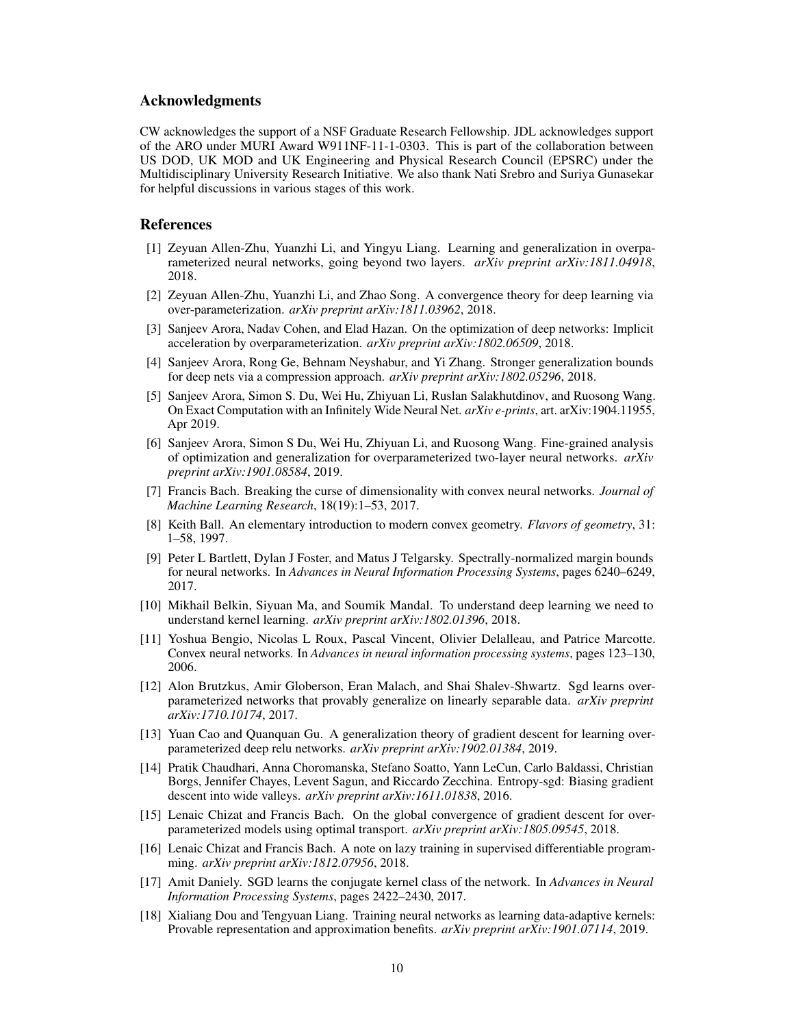## Acknowledgments

CW acknowledges the support of a NSF Graduate Research Fellowship. JDL acknowledges support of the ARO under MURI Award W911NF-11-1-0303. This is part of the collaboration between US DOD, UK MOD and UK Engineering and Physical Research Council (EPSRC) under the Multidisciplinary University Research Initiative. We also thank Nati Srebro and Suriya Gunasekar for helpful discussions in various stages of this work.

## References

[1] Zeyuan Allen-Zhu, Yuanzhi Li, and Yingyu Liang. Learning and generalization in overparameterized neural networks, going beyond two layers. *arXiv preprint arXiv:1811.04918*, 2018.

[2] Zeyuan Allen-Zhu, Yuanzhi Li, and Zhao Song. A convergence theory for deep learning via over-parameterization. *arXiv preprint arXiv:1811.03962*, 2018.

[3] Sanjeev Arora, Nadav Cohen, and Elad Hazan. On the optimization of deep networks: Implicit acceleration by overparameterization. *arXiv preprint arXiv:1802.06509*, 2018.

[4] Sanjeev Arora, Rong Ge, Behnam Neyshabur, and Yi Zhang. Stronger generalization bounds for deep nets via a compression approach. *arXiv preprint arXiv:1802.05296*, 2018.

[5] Sanjeev Arora, Simon S. Du, Wei Hu, Zhiyuan Li, Ruslan Salakhutdinov, and Ruosong Wang. On Exact Computation with an Infinitely Wide Neural Net. *arXiv e-prints*, art. arXiv:1904.11955, Apr 2019.

[6] Sanjeev Arora, Simon S Du, Wei Hu, Zhiyuan Li, and Ruosong Wang. Fine-grained analysis of optimization and generalization for overparameterized two-layer neural networks. *arXiv preprint arXiv:1901.08584*, 2019.

[7] Francis Bach. Breaking the curse of dimensionality with convex neural networks. *Journal of Machine Learning Research*, 18(19):1–53, 2017.

[8] Keith Ball. An elementary introduction to modern convex geometry. *Flavors of geometry*, 31: 1–58, 1997.

[9] Peter L Bartlett, Dylan J Foster, and Matus J Telgarsky. Spectrally-normalized margin bounds for neural networks. In *Advances in Neural Information Processing Systems*, pages 6240–6249, 2017.

[10] Mikhail Belkin, Siyuan Ma, and Soumik Mandal. To understand deep learning we need to understand kernel learning. *arXiv preprint arXiv:1802.01396*, 2018.

[11] Yoshua Bengio, Nicolas L Roux, Pascal Vincent, Olivier Delalleau, and Patrice Marcotte. Convex neural networks. In *Advances in neural information processing systems*, pages 123–130, 2006.

[12] Alon Brutzkus, Amir Globerson, Eran Malach, and Shai Shalev-Shwartz. Sgd learns over-parameterized networks that provably generalize on linearly separable data. *arXiv preprint arXiv:1710.10174*, 2017.

[13] Yuan Cao and Quanquan Gu. A generalization theory of gradient descent for learning over-parameterized deep relu networks. *arXiv preprint arXiv:1902.01384*, 2019.

[14] Pratik Chaudhari, Anna Choromanska, Stefano Soatto, Yann LeCun, Carlo Baldassi, Christian Borgs, Jennifer Chayes, Levent Sagun, and Riccardo Zecchina. Entropy-sgd: Biasing gradient descent into wide valleys. *arXiv preprint arXiv:1611.01838*, 2016.

[15] Lenaic Chizat and Francis Bach. On the global convergence of gradient descent for over-parameterized models using optimal transport. *arXiv preprint arXiv:1805.09545*, 2018.

[16] Lenaic Chizat and Francis Bach. A note on lazy training in supervised differentiable programming. *arXiv preprint arXiv:1812.07956*, 2018.

[17] Amit Daniely. SGD learns the conjugate kernel class of the network. In *Advances in Neural Information Processing Systems*, pages 2422–2430, 2017.

[18] Xialiang Dou and Tengyuan Liang. Training neural networks as learning data-adaptive kernels: Provable representation and approximation benefits. *arXiv preprint arXiv:1901.07114*, 2019.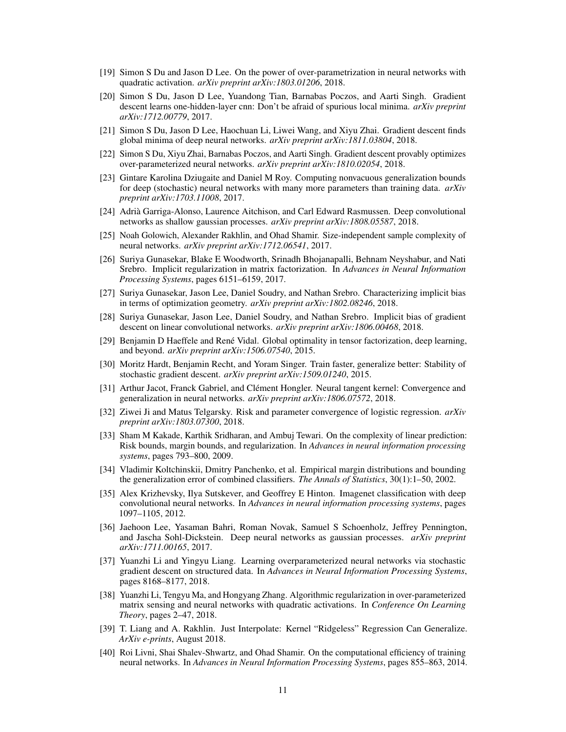[19] Simon S Du and Jason D Lee. On the power of over-parametrization in neural networks with quadratic activation. *arXiv preprint arXiv:1803.01206*, 2018.

[20] Simon S Du, Jason D Lee, Yuandong Tian, Barnabas Poczos, and Aarti Singh. Gradient descent learns one-hidden-layer cnn: Don't be afraid of spurious local minima. *arXiv preprint arXiv:1712.00779*, 2017.

[21] Simon S Du, Jason D Lee, Haochuan Li, Liwei Wang, and Xiyu Zhai. Gradient descent finds global minima of deep neural networks. *arXiv preprint arXiv:1811.03804*, 2018.

[22] Simon S Du, Xiyu Zhai, Barnabas Poczos, and Aarti Singh. Gradient descent provably optimizes over-parameterized neural networks. *arXiv preprint arXiv:1810.02054*, 2018.

[23] Gintare Karolina Dziugaite and Daniel M Roy. Computing nonvacuous generalization bounds for deep (stochastic) neural networks with many more parameters than training data. *arXiv preprint arXiv:1703.11008*, 2017.

[24] Adrià Garriga-Alonso, Laurence Aitchison, and Carl Edward Rasmussen. Deep convolutional networks as shallow gaussian processes. *arXiv preprint arXiv:1808.05587*, 2018.

[25] Noah Golowich, Alexander Rakhlin, and Ohad Shamir. Size-independent sample complexity of neural networks. *arXiv preprint arXiv:1712.06541*, 2017.

[26] Suriya Gunasekar, Blake E Woodworth, Srinadh Bhojanapalli, Behnam Neyshabur, and Nati Srebro. Implicit regularization in matrix factorization. In *Advances in Neural Information Processing Systems*, pages 6151–6159, 2017.

[27] Suriya Gunasekar, Jason Lee, Daniel Soudry, and Nathan Srebro. Characterizing implicit bias in terms of optimization geometry. *arXiv preprint arXiv:1802.08246*, 2018.

[28] Suriya Gunasekar, Jason Lee, Daniel Soudry, and Nathan Srebro. Implicit bias of gradient descent on linear convolutional networks. *arXiv preprint arXiv:1806.00468*, 2018.

[29] Benjamin D Haeffele and René Vidal. Global optimality in tensor factorization, deep learning, and beyond. *arXiv preprint arXiv:1506.07540*, 2015.

[30] Moritz Hardt, Benjamin Recht, and Yoram Singer. Train faster, generalize better: Stability of stochastic gradient descent. *arXiv preprint arXiv:1509.01240*, 2015.

[31] Arthur Jacot, Franck Gabriel, and Clément Hongler. Neural tangent kernel: Convergence and generalization in neural networks. *arXiv preprint arXiv:1806.07572*, 2018.

[32] Ziwei Ji and Matus Telgarsky. Risk and parameter convergence of logistic regression. *arXiv preprint arXiv:1803.07300*, 2018.

[33] Sham M Kakade, Karthik Sridharan, and Ambuj Tewari. On the complexity of linear prediction: Risk bounds, margin bounds, and regularization. In *Advances in neural information processing systems*, pages 793–800, 2009.

[34] Vladimir Koltchinskii, Dmitry Panchenko, et al. Empirical margin distributions and bounding the generalization error of combined classifiers. *The Annals of Statistics*, 30(1):1–50, 2002.

[35] Alex Krizhevsky, Ilya Sutskever, and Geoffrey E Hinton. Imagenet classification with deep convolutional neural networks. In *Advances in neural information processing systems*, pages 1097–1105, 2012.

[36] Jaehoon Lee, Yasaman Bahri, Roman Novak, Samuel S Schoenholz, Jeffrey Pennington, and Jascha Sohl-Dickstein. Deep neural networks as gaussian processes. *arXiv preprint arXiv:1711.00165*, 2017.

[37] Yuanzhi Li and Yingyu Liang. Learning overparameterized neural networks via stochastic gradient descent on structured data. In *Advances in Neural Information Processing Systems*, pages 8168–8177, 2018.

[38] Yuanzhi Li, Tengyu Ma, and Hongyang Zhang. Algorithmic regularization in over-parameterized matrix sensing and neural networks with quadratic activations. In *Conference On Learning Theory*, pages 2–47, 2018.

[39] T. Liang and A. Rakhlin. Just Interpolate: Kernel "Ridgeless" Regression Can Generalize. *ArXiv e-prints*, August 2018.

[40] Roi Livni, Shai Shalev-Shwartz, and Ohad Shamir. On the computational efficiency of training neural networks. In *Advances in Neural Information Processing Systems*, pages 855–863, 2014.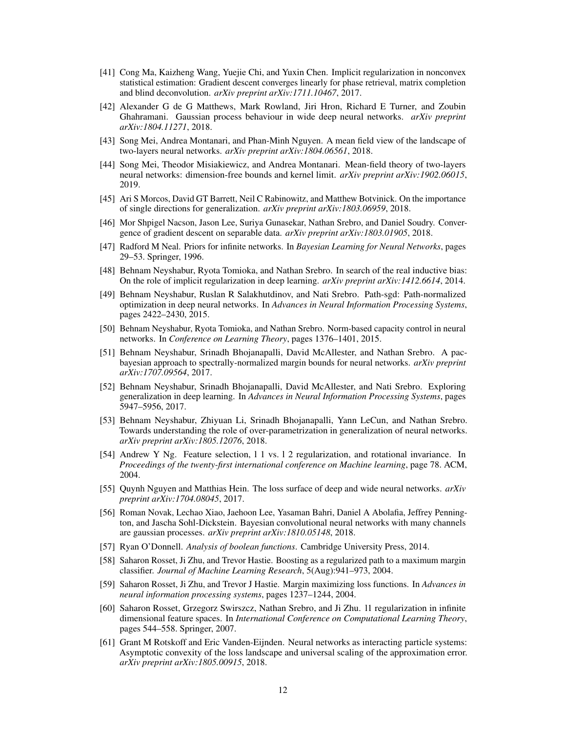[41] Cong Ma, Kaizheng Wang, Yuejie Chi, and Yuxin Chen. Implicit regularization in nonconvex statistical estimation: Gradient descent converges linearly for phase retrieval, matrix completion and blind deconvolution. *arXiv preprint arXiv:1711.10467*, 2017.

[42] Alexander G de G Matthews, Mark Rowland, Jiri Hron, Richard E Turner, and Zoubin Ghahramani. Gaussian process behaviour in wide deep neural networks. *arXiv preprint arXiv:1804.11271*, 2018.

[43] Song Mei, Andrea Montanari, and Phan-Minh Nguyen. A mean field view of the landscape of two-layers neural networks. *arXiv preprint arXiv:1804.06561*, 2018.

[44] Song Mei, Theodor Misiakiewicz, and Andrea Montanari. Mean-field theory of two-layers neural networks: dimension-free bounds and kernel limit. *arXiv preprint arXiv:1902.06015*, 2019.

[45] Ari S Morcos, David GT Barrett, Neil C Rabinowitz, and Matthew Botvinick. On the importance of single directions for generalization. *arXiv preprint arXiv:1803.06959*, 2018.

[46] Mor Shpigel Nacson, Jason Lee, Suriya Gunasekar, Nathan Srebro, and Daniel Soudry. Convergence of gradient descent on separable data. *arXiv preprint arXiv:1803.01905*, 2018.

[47] Radford M Neal. Priors for infinite networks. In *Bayesian Learning for Neural Networks*, pages 29–53. Springer, 1996.

[48] Behnam Neyshabur, Ryota Tomioka, and Nathan Srebro. In search of the real inductive bias: On the role of implicit regularization in deep learning. *arXiv preprint arXiv:1412.6614*, 2014.

[49] Behnam Neyshabur, Ruslan R Salakhutdinov, and Nati Srebro. Path-sgd: Path-normalized optimization in deep neural networks. In *Advances in Neural Information Processing Systems*, pages 2422–2430, 2015.

[50] Behnam Neyshabur, Ryota Tomioka, and Nathan Srebro. Norm-based capacity control in neural networks. In *Conference on Learning Theory*, pages 1376–1401, 2015.

[51] Behnam Neyshabur, Srinadh Bhojanapalli, David McAllester, and Nathan Srebro. A pac-bayesian approach to spectrally-normalized margin bounds for neural networks. *arXiv preprint arXiv:1707.09564*, 2017.

[52] Behnam Neyshabur, Srinadh Bhojanapalli, David McAllester, and Nati Srebro. Exploring generalization in deep learning. In *Advances in Neural Information Processing Systems*, pages 5947–5956, 2017.

[53] Behnam Neyshabur, Zhiyuan Li, Srinadh Bhojanapalli, Yann LeCun, and Nathan Srebro. Towards understanding the role of over-parametrization in generalization of neural networks. *arXiv preprint arXiv:1805.12076*, 2018.

[54] Andrew Y Ng. Feature selection, l 1 vs. l 2 regularization, and rotational invariance. In *Proceedings of the twenty-first international conference on Machine learning*, page 78. ACM, 2004.

[55] Quynh Nguyen and Matthias Hein. The loss surface of deep and wide neural networks. *arXiv preprint arXiv:1704.08045*, 2017.

[56] Roman Novak, Lechao Xiao, Jaehoon Lee, Yasaman Bahri, Daniel A Abolafia, Jeffrey Pennington, and Jascha Sohl-Dickstein. Bayesian convolutional neural networks with many channels are gaussian processes. *arXiv preprint arXiv:1810.05148*, 2018.

[57] Ryan O'Donnell. *Analysis of boolean functions*. Cambridge University Press, 2014.

[58] Saharon Rosset, Ji Zhu, and Trevor Hastie. Boosting as a regularized path to a maximum margin classifier. *Journal of Machine Learning Research*, 5(Aug):941–973, 2004.

[59] Saharon Rosset, Ji Zhu, and Trevor J Hastie. Margin maximizing loss functions. In *Advances in neural information processing systems*, pages 1237–1244, 2004.

[60] Saharon Rosset, Grzegorz Swirszcz, Nathan Srebro, and Ji Zhu. l1 regularization in infinite dimensional feature spaces. In *International Conference on Computational Learning Theory*, pages 544–558. Springer, 2007.

[61] Grant M Rotskoff and Eric Vanden-Eijnden. Neural networks as interacting particle systems: Asymptotic convexity of the loss landscape and universal scaling of the approximation error. *arXiv preprint arXiv:1805.00915*, 2018.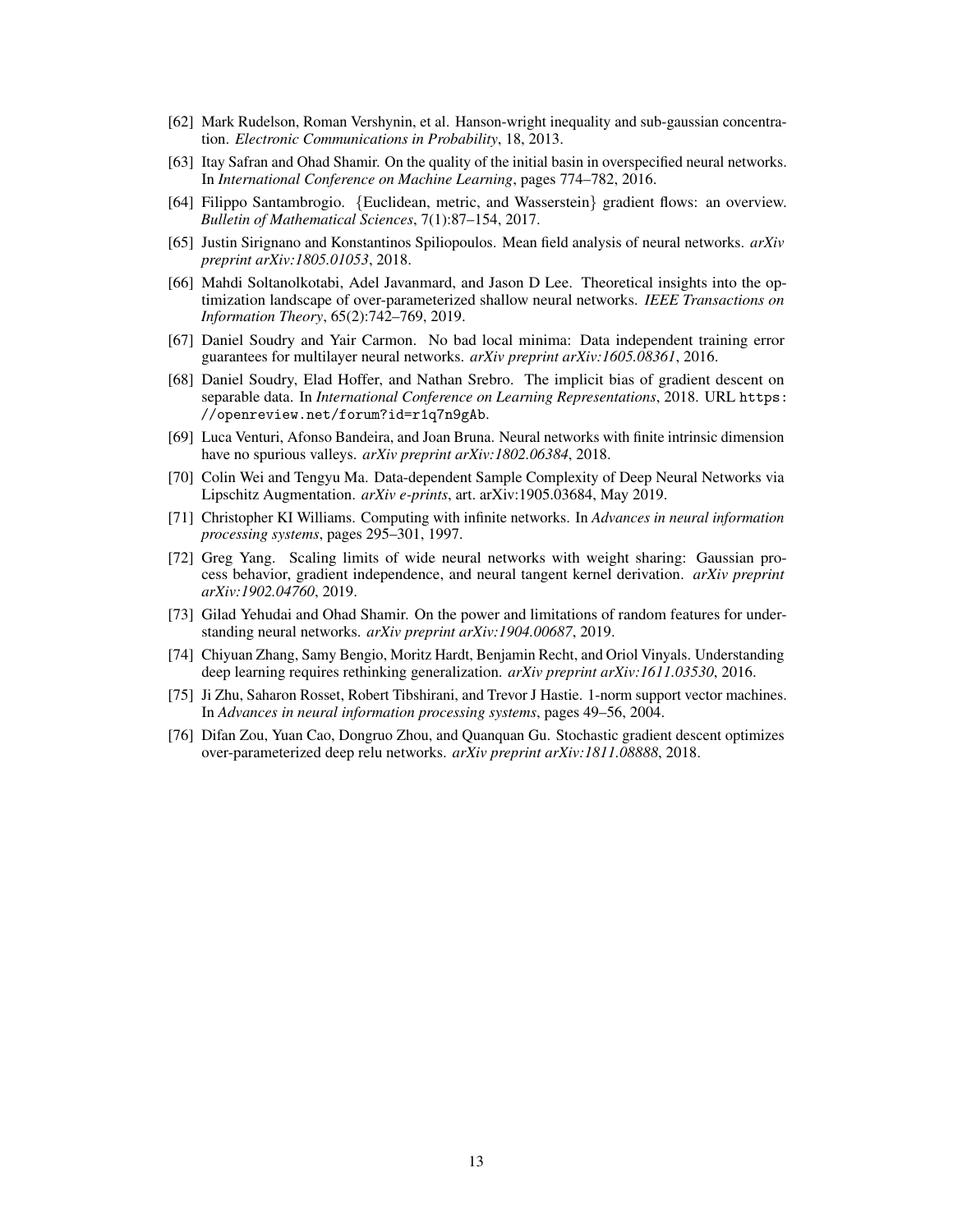[62] Mark Rudelson, Roman Vershynin, et al. Hanson-wright inequality and sub-gaussian concentration. *Electronic Communications in Probability*, 18, 2013.

[63] Itay Safran and Ohad Shamir. On the quality of the initial basin in overspecified neural networks. In *International Conference on Machine Learning*, pages 774–782, 2016.

[64] Filippo Santambrogio. {Euclidean, metric, and Wasserstein} gradient flows: an overview. *Bulletin of Mathematical Sciences*, 7(1):87–154, 2017.

[65] Justin Sirignano and Konstantinos Spiliopoulos. Mean field analysis of neural networks. *arXiv preprint arXiv:1805.01053*, 2018.

[66] Mahdi Soltanolkotabi, Adel Javanmard, and Jason D Lee. Theoretical insights into the optimization landscape of over-parameterized shallow neural networks. *IEEE Transactions on Information Theory*, 65(2):742–769, 2019.

[67] Daniel Soudry and Yair Carmon. No bad local minima: Data independent training error guarantees for multilayer neural networks. *arXiv preprint arXiv:1605.08361*, 2016.

[68] Daniel Soudry, Elad Hoffer, and Nathan Srebro. The implicit bias of gradient descent on separable data. In *International Conference on Learning Representations*, 2018. URL `https://openreview.net/forum?id=r1q7n9gAb`.

[69] Luca Venturi, Afonso Bandeira, and Joan Bruna. Neural networks with finite intrinsic dimension have no spurious valleys. *arXiv preprint arXiv:1802.06384*, 2018.

[70] Colin Wei and Tengyu Ma. Data-dependent Sample Complexity of Deep Neural Networks via Lipschitz Augmentation. *arXiv e-prints*, art. arXiv:1905.03684, May 2019.

[71] Christopher KI Williams. Computing with infinite networks. In *Advances in neural information processing systems*, pages 295–301, 1997.

[72] Greg Yang. Scaling limits of wide neural networks with weight sharing: Gaussian process behavior, gradient independence, and neural tangent kernel derivation. *arXiv preprint arXiv:1902.04760*, 2019.

[73] Gilad Yehudai and Ohad Shamir. On the power and limitations of random features for understanding neural networks. *arXiv preprint arXiv:1904.00687*, 2019.

[74] Chiyuan Zhang, Samy Bengio, Moritz Hardt, Benjamin Recht, and Oriol Vinyals. Understanding deep learning requires rethinking generalization. *arXiv preprint arXiv:1611.03530*, 2016.

[75] Ji Zhu, Saharon Rosset, Robert Tibshirani, and Trevor J Hastie. 1-norm support vector machines. In *Advances in neural information processing systems*, pages 49–56, 2004.

[76] Difan Zou, Yuan Cao, Dongruo Zhou, and Quanquan Gu. Stochastic gradient descent optimizes over-parameterized deep relu networks. *arXiv preprint arXiv:1811.08888*, 2018.